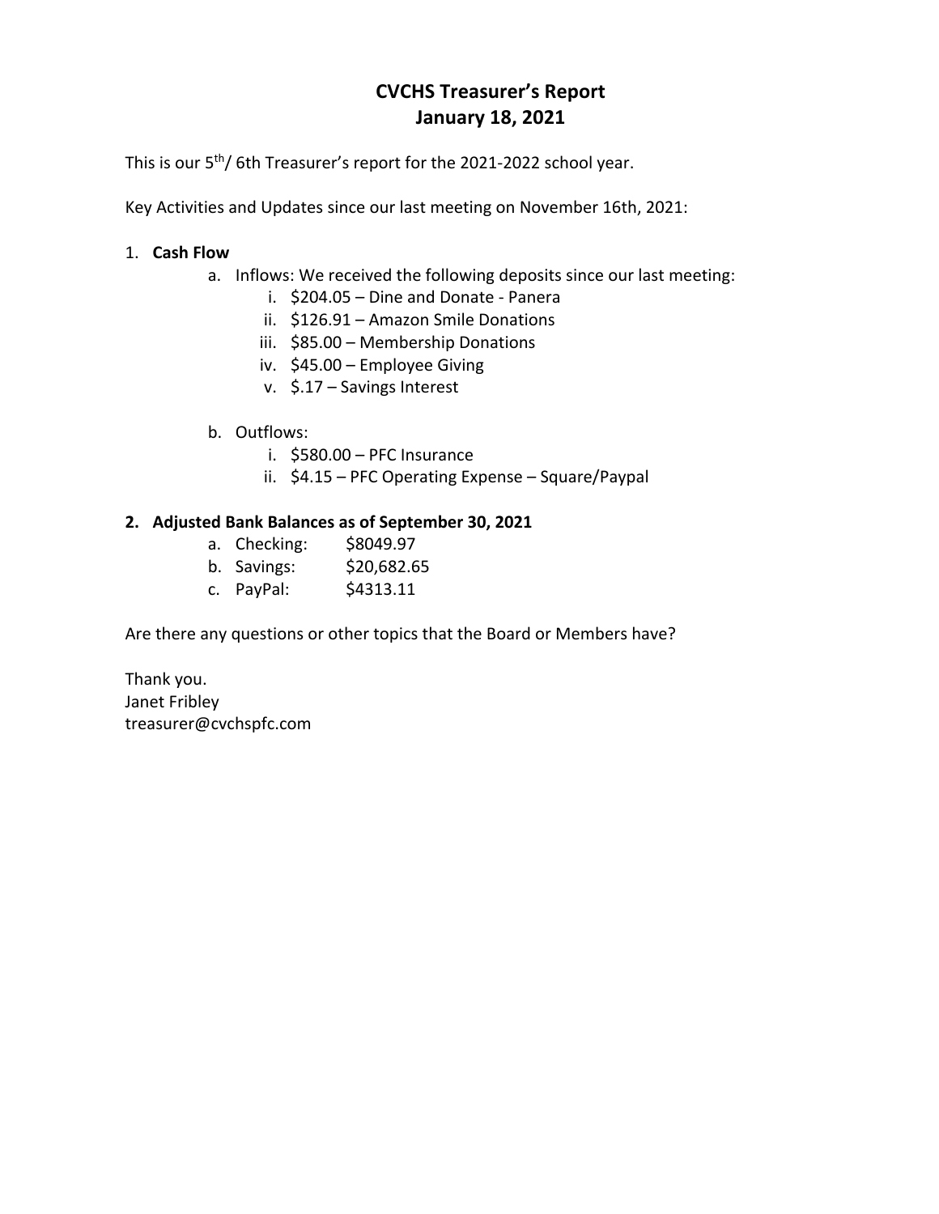# CVCHS Treasurer's Report
## January 18, 2021

This is our 5th/ 6th Treasurer's report for the 2021-2022 school year.

Key Activities and Updates since our last meeting on November 16th, 2021:

1. **Cash Flow**
   a. Inflows: We received the following deposits since our last meeting:
      i. $204.05 – Dine and Donate - Panera
      ii. $126.91 – Amazon Smile Donations
      iii. $85.00 – Membership Donations
      iv. $45.00 – Employee Giving
      v. $.17 – Savings Interest

   b. Outflows:
      i. $580.00 – PFC Insurance
      ii. $4.15 – PFC Operating Expense – Square/Paypal

2. **Adjusted Bank Balances as of September 30, 2021**
   a. Checking: $8049.97
   b. Savings: $20,682.65
   c. PayPal: $4313.11

Are there any questions or other topics that the Board or Members have?

Thank you.
Janet Fribley
treasurer@cvchspfc.com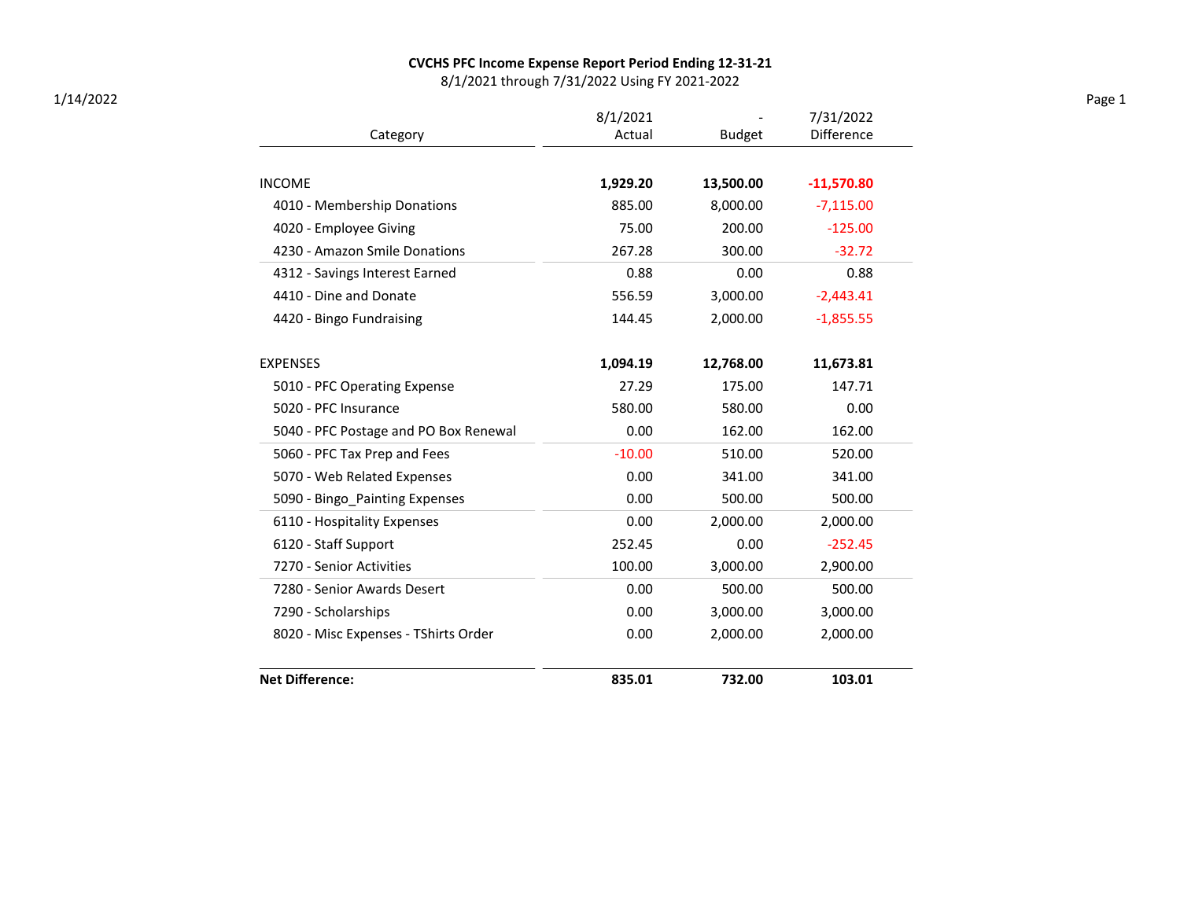**CVCHS PFC Income Expense Report Period Ending 12-31-21**

8/1/2021 through 7/31/2022 Using FY 2021-2022

1/14/2022

| Category | 8/1/2021 Actual | - Budget | 7/31/2022 Difference |
|---|---|---|---|
| INCOME | **1,929.20** | **13,500.00** | **-11,570.80** |
| 4010 - Membership Donations | 885.00 | 8,000.00 | -7,115.00 |
| 4020 - Employee Giving | 75.00 | 200.00 | -125.00 |
| 4230 - Amazon Smile Donations | 267.28 | 300.00 | -32.72 |
| 4312 - Savings Interest Earned | 0.88 | 0.00 | 0.88 |
| 4410 - Dine and Donate | 556.59 | 3,000.00 | -2,443.41 |
| 4420 - Bingo Fundraising | 144.45 | 2,000.00 | -1,855.55 |
| EXPENSES | **1,094.19** | **12,768.00** | **11,673.81** |
| 5010 - PFC Operating Expense | 27.29 | 175.00 | 147.71 |
| 5020 - PFC Insurance | 580.00 | 580.00 | 0.00 |
| 5040 - PFC Postage and PO Box Renewal | 0.00 | 162.00 | 162.00 |
| 5060 - PFC Tax Prep and Fees | -10.00 | 510.00 | 520.00 |
| 5070 - Web Related Expenses | 0.00 | 341.00 | 341.00 |
| 5090 - Bingo_Painting Expenses | 0.00 | 500.00 | 500.00 |
| 6110 - Hospitality Expenses | 0.00 | 2,000.00 | 2,000.00 |
| 6120 - Staff Support | 252.45 | 0.00 | -252.45 |
| 7270 - Senior Activities | 100.00 | 3,000.00 | 2,900.00 |
| 7280 - Senior Awards Desert | 0.00 | 500.00 | 500.00 |
| 7290 - Scholarships | 0.00 | 3,000.00 | 3,000.00 |
| 8020 - Misc Expenses - TShirts Order | 0.00 | 2,000.00 | 2,000.00 |
| **Net Difference:** | **835.01** | **732.00** | **103.01** |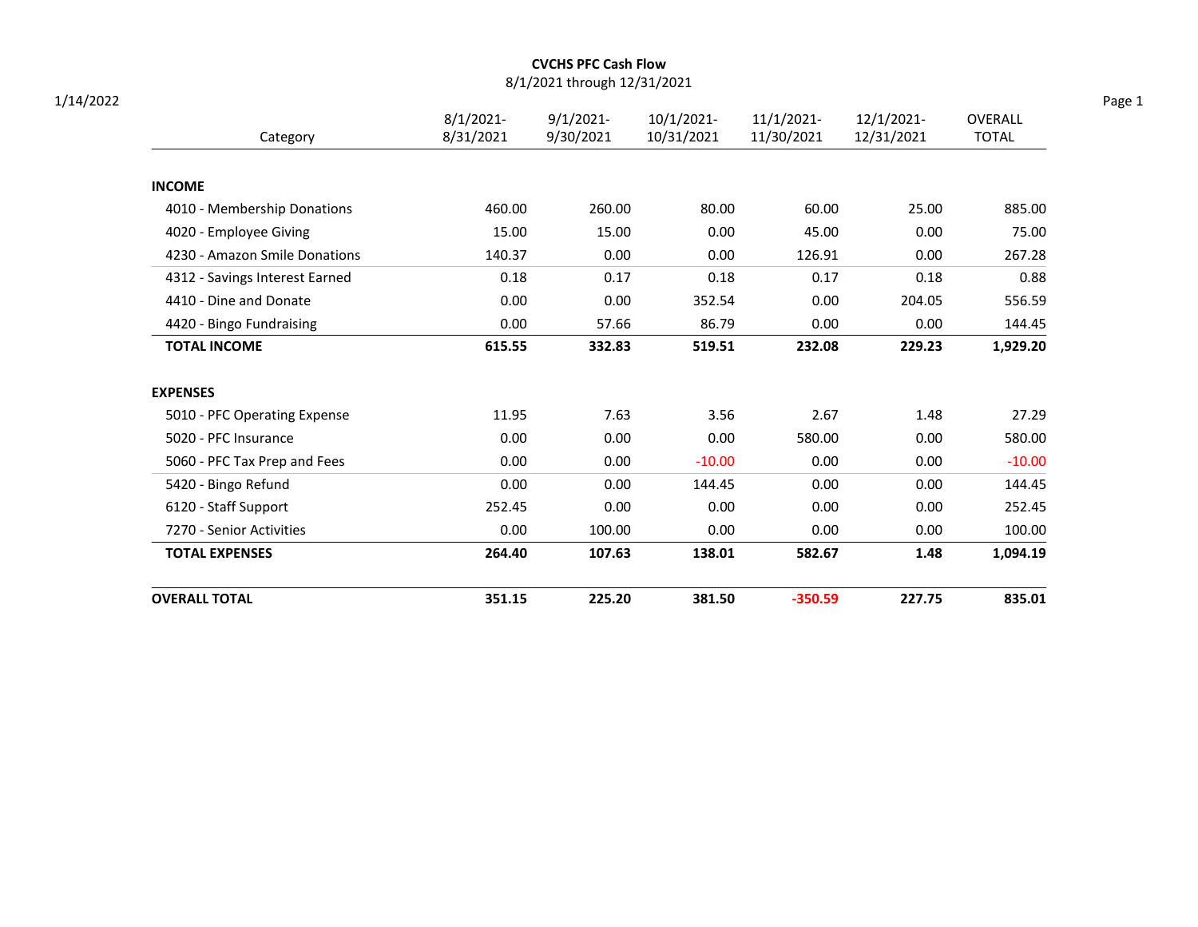**CVCHS PFC Cash Flow**

8/1/2021 through 12/31/2021

1/14/2022

| Category | 8/1/2021-8/31/2021 | 9/1/2021-9/30/2021 | 10/1/2021-10/31/2021 | 11/1/2021-11/30/2021 | 12/1/2021-12/31/2021 | OVERALL TOTAL |
|---|---|---|---|---|---|---|
| **INCOME** | | | | | | |
| 4010 - Membership Donations | 460.00 | 260.00 | 80.00 | 60.00 | 25.00 | 885.00 |
| 4020 - Employee Giving | 15.00 | 15.00 | 0.00 | 45.00 | 0.00 | 75.00 |
| 4230 - Amazon Smile Donations | 140.37 | 0.00 | 0.00 | 126.91 | 0.00 | 267.28 |
| 4312 - Savings Interest Earned | 0.18 | 0.17 | 0.18 | 0.17 | 0.18 | 0.88 |
| 4410 - Dine and Donate | 0.00 | 0.00 | 352.54 | 0.00 | 204.05 | 556.59 |
| 4420 - Bingo Fundraising | 0.00 | 57.66 | 86.79 | 0.00 | 0.00 | 144.45 |
| **TOTAL INCOME** | **615.55** | **332.83** | **519.51** | **232.08** | **229.23** | **1,929.20** |
| **EXPENSES** | | | | | | |
| 5010 - PFC Operating Expense | 11.95 | 7.63 | 3.56 | 2.67 | 1.48 | 27.29 |
| 5020 - PFC Insurance | 0.00 | 0.00 | 0.00 | 580.00 | 0.00 | 580.00 |
| 5060 - PFC Tax Prep and Fees | 0.00 | 0.00 | -10.00 | 0.00 | 0.00 | -10.00 |
| 5420 - Bingo Refund | 0.00 | 0.00 | 144.45 | 0.00 | 0.00 | 144.45 |
| 6120 - Staff Support | 252.45 | 0.00 | 0.00 | 0.00 | 0.00 | 252.45 |
| 7270 - Senior Activities | 0.00 | 100.00 | 0.00 | 0.00 | 0.00 | 100.00 |
| **TOTAL EXPENSES** | **264.40** | **107.63** | **138.01** | **582.67** | **1.48** | **1,094.19** |
| **OVERALL TOTAL** | **351.15** | **225.20** | **381.50** | **-350.59** | **227.75** | **835.01** |